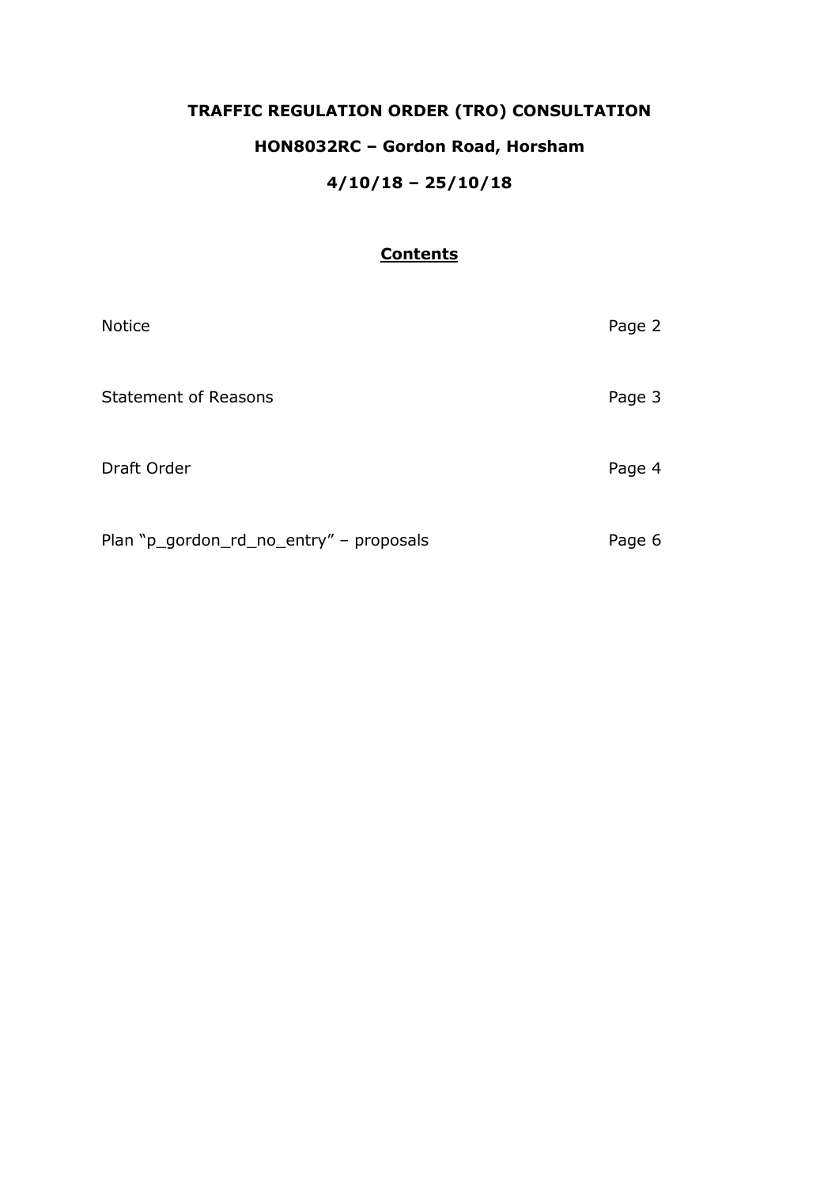# TRAFFIC REGULATION ORDER (TRO) CONSULTATION

## HON8032RC – Gordon Road, Horsham

## 4/10/18 – 25/10/18

### Contents

| | |
|---|---|
| Notice | Page 2 |
| Statement of Reasons | Page 3 |
| Draft Order | Page 4 |
| Plan “p_gordon_rd_no_entry” – proposals | Page 6 |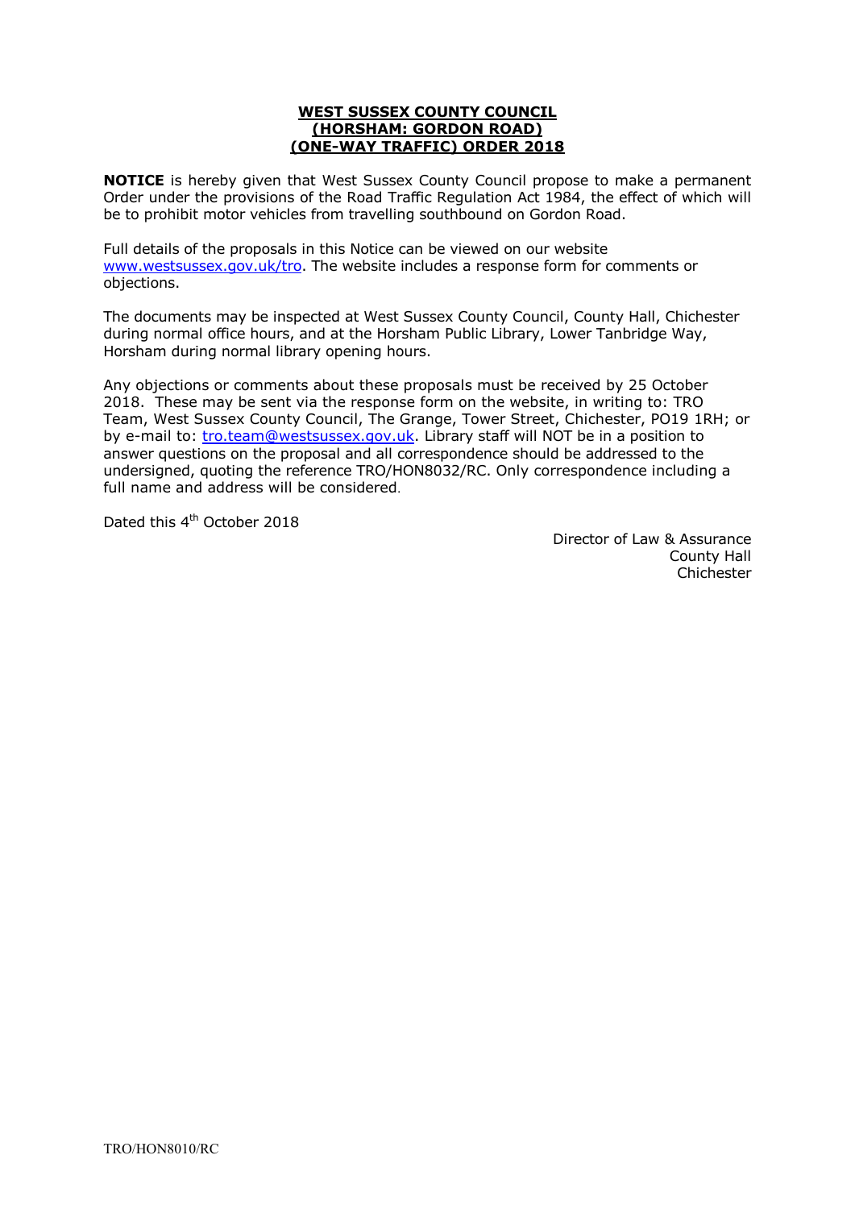**WEST SUSSEX COUNTY COUNCIL**
**(HORSHAM: GORDON ROAD)**
**(ONE-WAY TRAFFIC) ORDER 2018**

**NOTICE** is hereby given that West Sussex County Council propose to make a permanent Order under the provisions of the Road Traffic Regulation Act 1984, the effect of which will be to prohibit motor vehicles from travelling southbound on Gordon Road.

Full details of the proposals in this Notice can be viewed on our website www.westsussex.gov.uk/tro. The website includes a response form for comments or objections.

The documents may be inspected at West Sussex County Council, County Hall, Chichester during normal office hours, and at the Horsham Public Library, Lower Tanbridge Way, Horsham during normal library opening hours.

Any objections or comments about these proposals must be received by 25 October 2018. These may be sent via the response form on the website, in writing to: TRO Team, West Sussex County Council, The Grange, Tower Street, Chichester, PO19 1RH; or by e-mail to: tro.team@westsussex.gov.uk. Library staff will NOT be in a position to answer questions on the proposal and all correspondence should be addressed to the undersigned, quoting the reference TRO/HON8032/RC. Only correspondence including a full name and address will be considered.

Dated this 4th October 2018

Director of Law & Assurance
County Hall
Chichester

TRO/HON8010/RC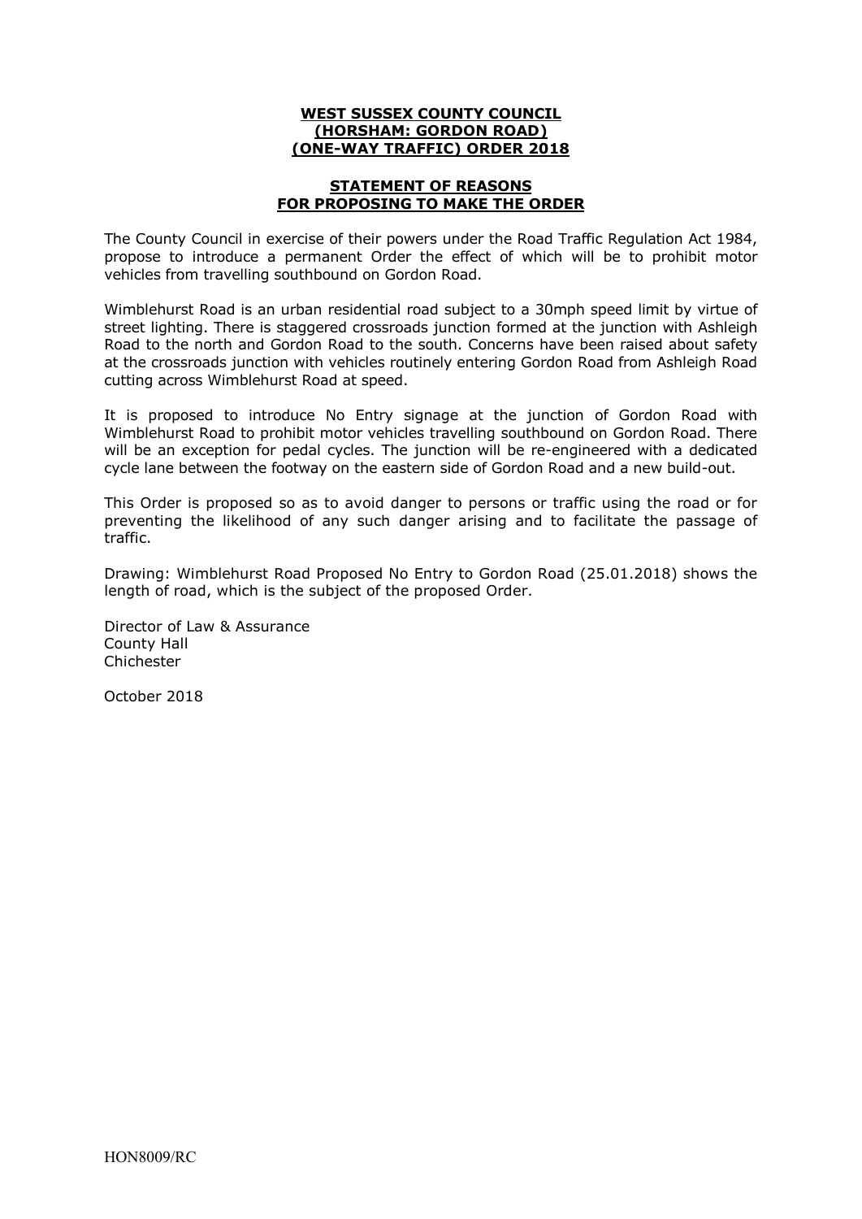**WEST SUSSEX COUNTY COUNCIL**
**(HORSHAM: GORDON ROAD)**
**(ONE-WAY TRAFFIC) ORDER 2018**

**STATEMENT OF REASONS**
**FOR PROPOSING TO MAKE THE ORDER**

The County Council in exercise of their powers under the Road Traffic Regulation Act 1984, propose to introduce a permanent Order the effect of which will be to prohibit motor vehicles from travelling southbound on Gordon Road.

Wimblehurst Road is an urban residential road subject to a 30mph speed limit by virtue of street lighting. There is staggered crossroads junction formed at the junction with Ashleigh Road to the north and Gordon Road to the south. Concerns have been raised about safety at the crossroads junction with vehicles routinely entering Gordon Road from Ashleigh Road cutting across Wimblehurst Road at speed.

It is proposed to introduce No Entry signage at the junction of Gordon Road with Wimblehurst Road to prohibit motor vehicles travelling southbound on Gordon Road. There will be an exception for pedal cycles. The junction will be re-engineered with a dedicated cycle lane between the footway on the eastern side of Gordon Road and a new build-out.

This Order is proposed so as to avoid danger to persons or traffic using the road or for preventing the likelihood of any such danger arising and to facilitate the passage of traffic.

Drawing: Wimblehurst Road Proposed No Entry to Gordon Road (25.01.2018) shows the length of road, which is the subject of the proposed Order.

Director of Law & Assurance
County Hall
Chichester

October 2018

HON8009/RC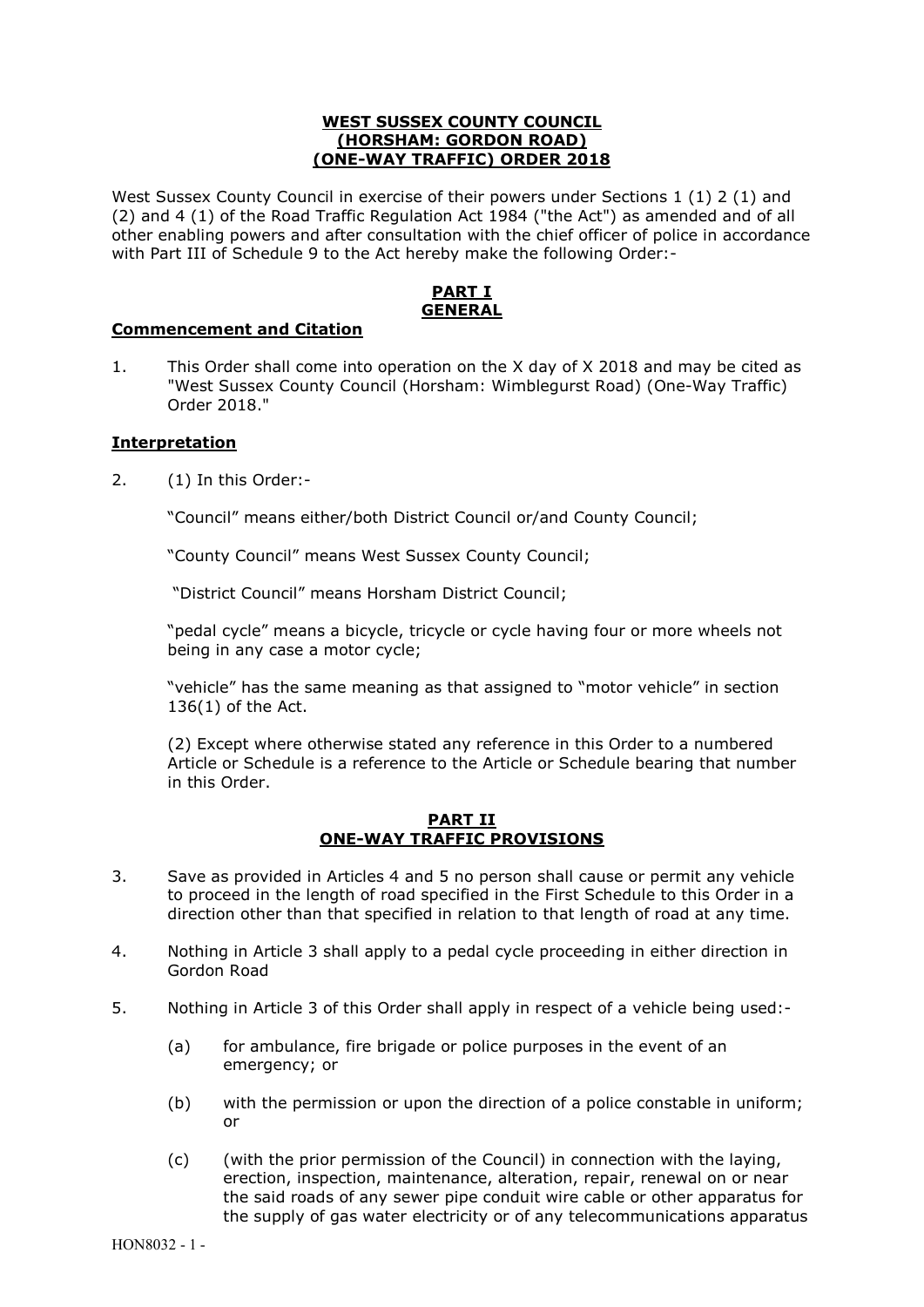**WEST SUSSEX COUNTY COUNCIL**
**(HORSHAM: GORDON ROAD)**
**(ONE-WAY TRAFFIC) ORDER 2018**

West Sussex County Council in exercise of their powers under Sections 1 (1) 2 (1) and (2) and 4 (1) of the Road Traffic Regulation Act 1984 ("the Act") as amended and of all other enabling powers and after consultation with the chief officer of police in accordance with Part III of Schedule 9 to the Act hereby make the following Order:-

## PART I
## GENERAL

### Commencement and Citation

1. This Order shall come into operation on the X day of X 2018 and may be cited as "West Sussex County Council (Horsham: Wimblegurst Road) (One-Way Traffic) Order 2018."

### Interpretation

2. (1) In this Order:-

   "Council" means either/both District Council or/and County Council;

   "County Council" means West Sussex County Council;

   "District Council" means Horsham District Council;

   "pedal cycle" means a bicycle, tricycle or cycle having four or more wheels not being in any case a motor cycle;

   "vehicle" has the same meaning as that assigned to "motor vehicle" in section 136(1) of the Act.

   (2) Except where otherwise stated any reference in this Order to a numbered Article or Schedule is a reference to the Article or Schedule bearing that number in this Order.

## PART II
## ONE-WAY TRAFFIC PROVISIONS

3. Save as provided in Articles 4 and 5 no person shall cause or permit any vehicle to proceed in the length of road specified in the First Schedule to this Order in a direction other than that specified in relation to that length of road at any time.

4. Nothing in Article 3 shall apply to a pedal cycle proceeding in either direction in Gordon Road

5. Nothing in Article 3 of this Order shall apply in respect of a vehicle being used:-

   (a) for ambulance, fire brigade or police purposes in the event of an emergency; or

   (b) with the permission or upon the direction of a police constable in uniform; or

   (c) (with the prior permission of the Council) in connection with the laying, erection, inspection, maintenance, alteration, repair, renewal on or near the said roads of any sewer pipe conduit wire cable or other apparatus for the supply of gas water electricity or of any telecommunications apparatus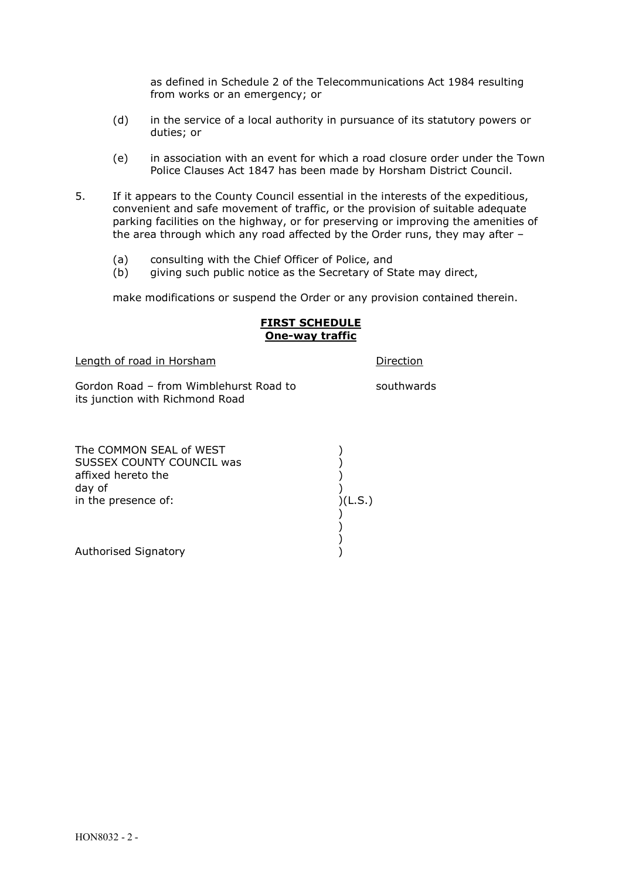as defined in Schedule 2 of the Telecommunications Act 1984 resulting from works or an emergency; or

(d) in the service of a local authority in pursuance of its statutory powers or duties; or

(e) in association with an event for which a road closure order under the Town Police Clauses Act 1847 has been made by Horsham District Council.

5. If it appears to the County Council essential in the interests of the expeditious, convenient and safe movement of traffic, or the provision of suitable adequate parking facilities on the highway, or for preserving or improving the amenities of the area through which any road affected by the Order runs, they may after –

   (a) consulting with the Chief Officer of Police, and
   (b) giving such public notice as the Secretary of State may direct,

   make modifications or suspend the Order or any provision contained therein.

## FIRST SCHEDULE
## One-way traffic

| Length of road in Horsham | Direction |
|---|---|
| Gordon Road – from Wimblehurst Road to its junction with Richmond Road | southwards |

The COMMON SEAL of WEST SUSSEX COUNTY COUNCIL was affixed hereto the day of in the presence of: )(L.S.)

Authorised Signatory

HON8032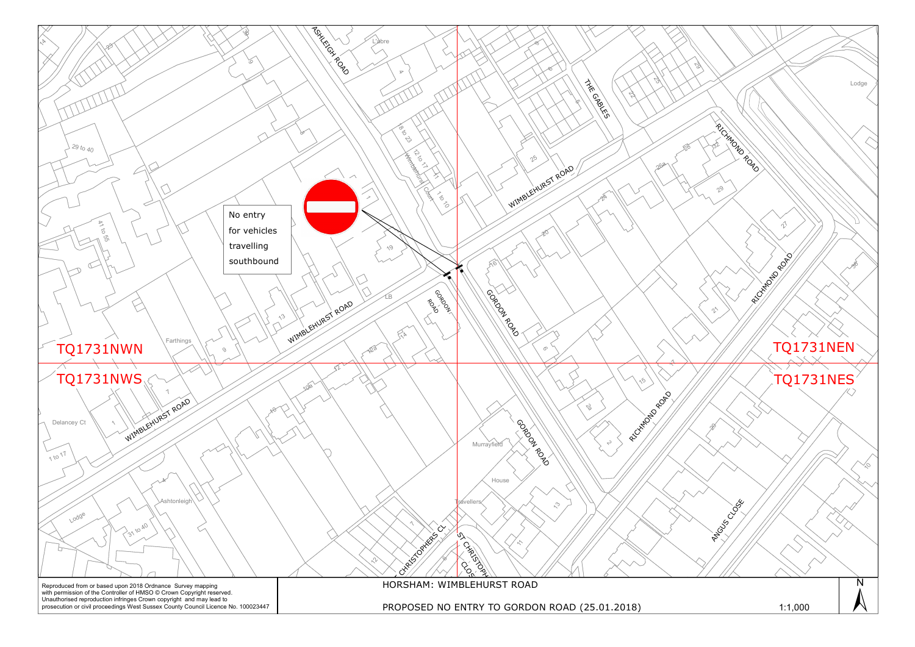No entry for vehicles travelling southbound

TQ1731NWN

TQ1731NEN

TQ1731NWS

TQ1731NES

Reproduced from or based upon 2018 Ordnance Survey mapping with permission of the Controller of HMSO © Crown Copyright reserved. Unauthorised reproduction infringes Crown copyright and may lead to prosecution or civil proceedings West Sussex County Council Licence No. 100023447

HORSHAM: WIMBLEHURST ROAD

PROPOSED NO ENTRY TO GORDON ROAD (25.01.2018)

1:1,000

N